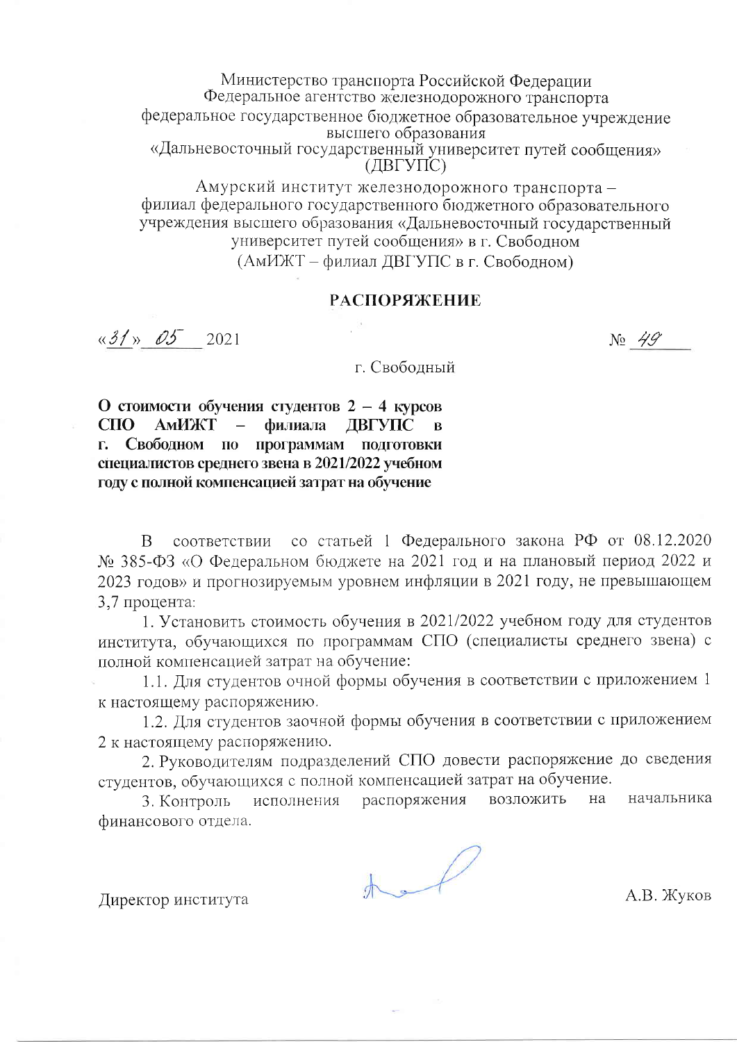Министерство транспорта Российской Федерации
Федеральное агентство железнодорожного транспорта
федеральное государственное бюджетное образовательное учреждение высшего образования
«Дальневосточный государственный университет путей сообщения» (ДВГУПС)

Амурский институт железнодорожного транспорта – филиал федерального государственного бюджетного образовательного учреждения высшего образования «Дальневосточный государственный университет путей сообщения» в г. Свободном
(АмИЖТ – филиал ДВГУПС в г. Свободном)

# РАСПОРЯЖЕНИЕ

«31» 05 2021 № 49

г. Свободный

**О стоимости обучения студентов 2 – 4 курсов СПО АмИЖТ – филиала ДВГУПС в г. Свободном по программам подготовки специалистов среднего звена в 2021/2022 учебном году с полной компенсацией затрат на обучение**

В соответствии со статьей 1 Федерального закона РФ от 08.12.2020 № 385-ФЗ «О Федеральном бюджете на 2021 год и на плановый период 2022 и 2023 годов» и прогнозируемым уровнем инфляции в 2021 году, не превышающем 3,7 процента:

1. Установить стоимость обучения в 2021/2022 учебном году для студентов института, обучающихся по программам СПО (специалисты среднего звена) с полной компенсацией затрат на обучение:

1.1. Для студентов очной формы обучения в соответствии с приложением 1 к настоящему распоряжению.

1.2. Для студентов заочной формы обучения в соответствии с приложением 2 к настоящему распоряжению.

2. Руководителям подразделений СПО довести распоряжение до сведения студентов, обучающихся с полной компенсацией затрат на обучение.

3. Контроль исполнения распоряжения возложить на начальника финансового отдела.

Директор института А.В. Жуков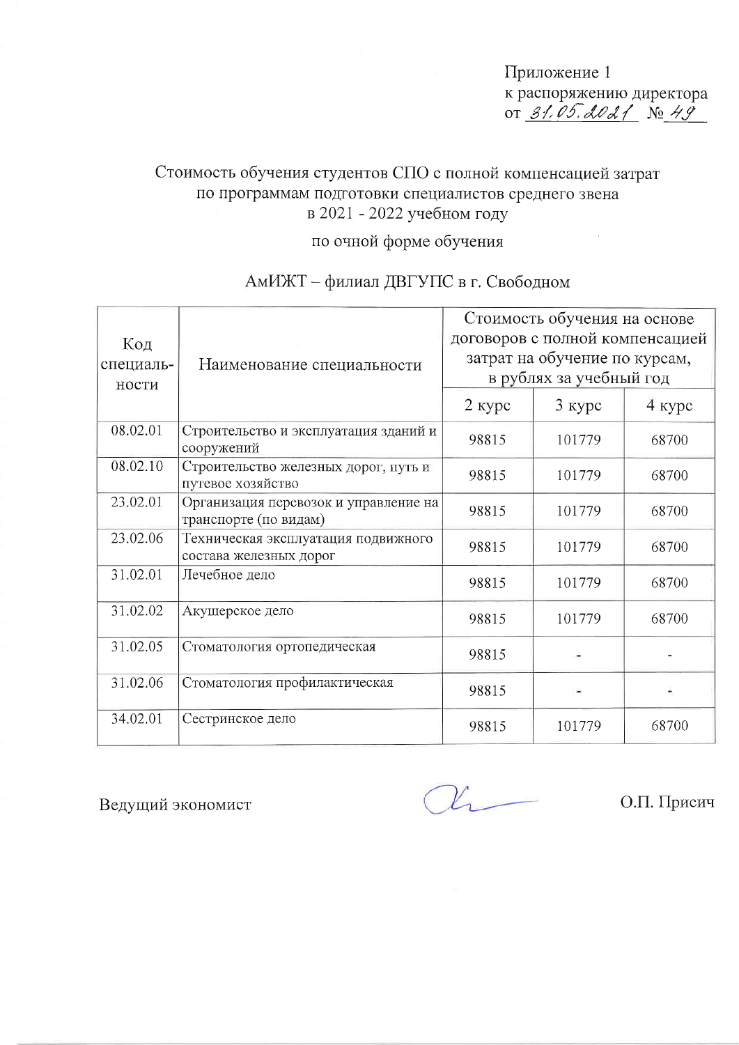Приложение 1
к распоряжению директора
от 31.05.2021 № 49

## Стоимость обучения студентов СПО с полной компенсацией затрат по программам подготовки специалистов среднего звена в 2021 - 2022 учебном году

по очной форме обучения

АмИЖТ – филиал ДВГУПС в г. Свободном

| Код специальности | Наименование специальности | Стоимость обучения на основе договоров с полной компенсацией затрат на обучение по курсам, в рублях за учебный год | | |
|---|---|---|---|---|
| | | 2 курс | 3 курс | 4 курс |
| 08.02.01 | Строительство и эксплуатация зданий и сооружений | 98815 | 101779 | 68700 |
| 08.02.10 | Строительство железных дорог, путь и путевое хозяйство | 98815 | 101779 | 68700 |
| 23.02.01 | Организация перевозок и управление на транспорте (по видам) | 98815 | 101779 | 68700 |
| 23.02.06 | Техническая эксплуатация подвижного состава железных дорог | 98815 | 101779 | 68700 |
| 31.02.01 | Лечебное дело | 98815 | 101779 | 68700 |
| 31.02.02 | Акушерское дело | 98815 | 101779 | 68700 |
| 31.02.05 | Стоматология ортопедическая | 98815 | - | - |
| 31.02.06 | Стоматология профилактическая | 98815 | - | - |
| 34.02.01 | Сестринское дело | 98815 | 101779 | 68700 |

Ведущий экономист О.П. Присич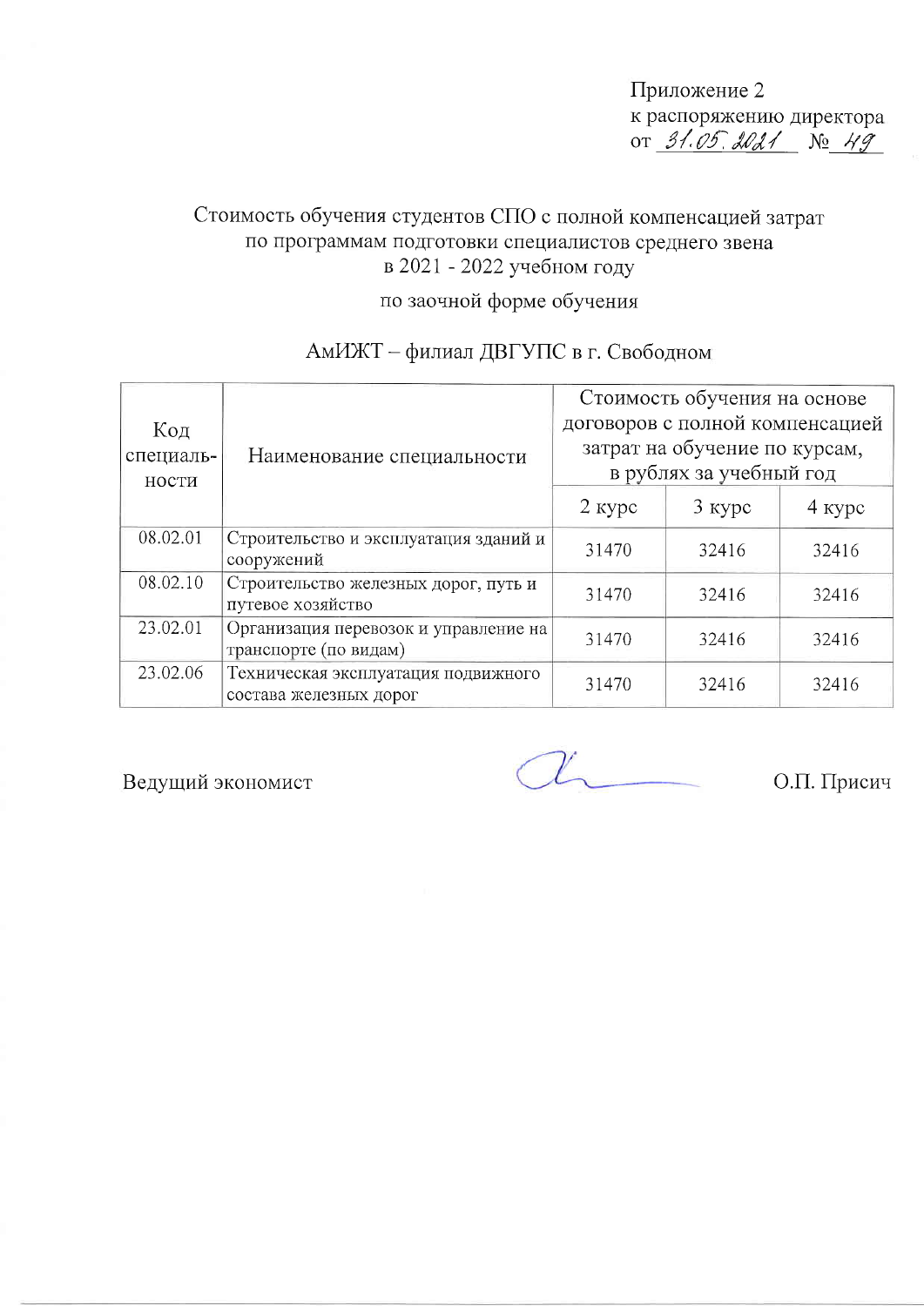Приложение 2
к распоряжению директора
от 31.05.2021 № 49

Стоимость обучения студентов СПО с полной компенсацией затрат
по программам подготовки специалистов среднего звена
в 2021 - 2022 учебном году

по заочной форме обучения

АмИЖТ – филиал ДВГУПС в г. Свободном

| Код специальности | Наименование специальности | Стоимость обучения на основе договоров с полной компенсацией затрат на обучение по курсам, в рублях за учебный год | | |
|---|---|---|---|---|
| | | 2 курс | 3 курс | 4 курс |
| 08.02.01 | Строительство и эксплуатация зданий и сооружений | 31470 | 32416 | 32416 |
| 08.02.10 | Строительство железных дорог, путь и путевое хозяйство | 31470 | 32416 | 32416 |
| 23.02.01 | Организация перевозок и управление на транспорте (по видам) | 31470 | 32416 | 32416 |
| 23.02.06 | Техническая эксплуатация подвижного состава железных дорог | 31470 | 32416 | 32416 |

Ведущий экономист О.П. Присич